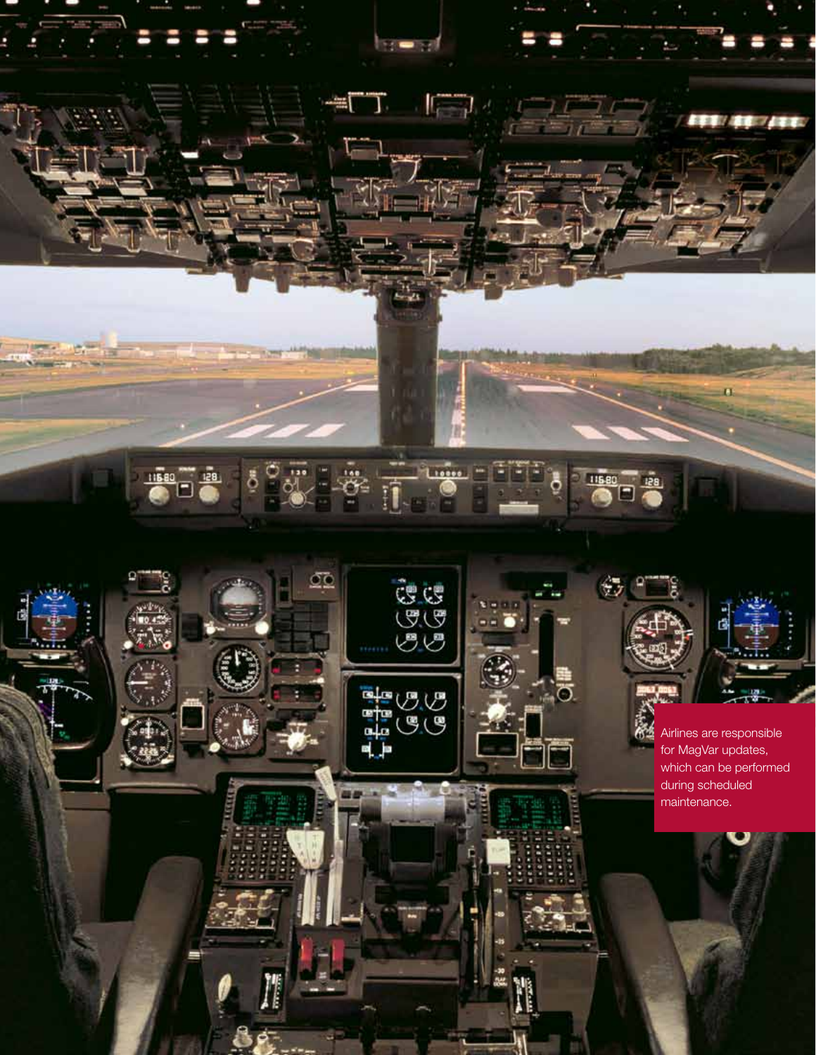Airlines are responsible for MagVar updates, which can be performed during scheduled maintenance.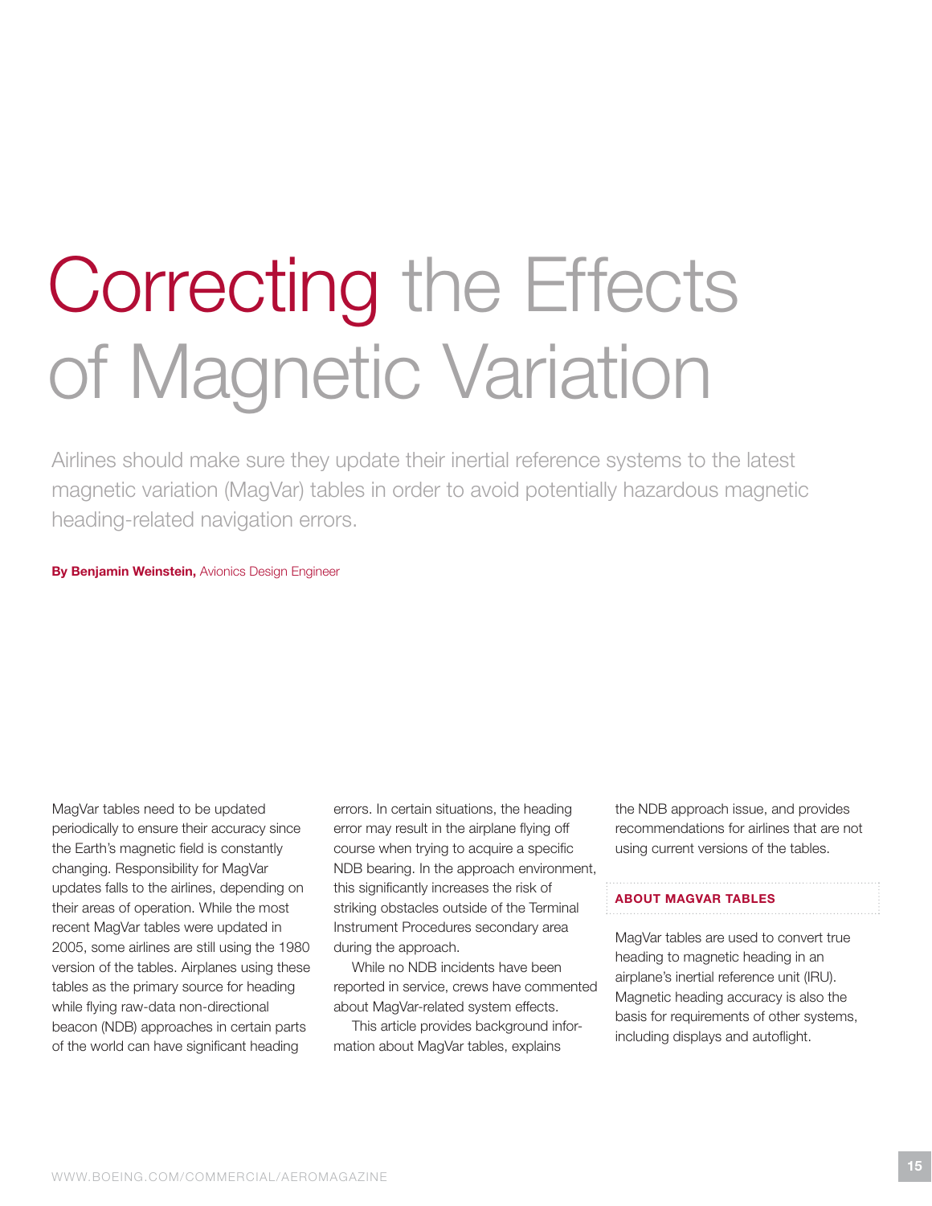# Correcting the Effects of Magnetic Variation

Airlines should make sure they update their inertial reference systems to the latest magnetic variation (MagVar) tables in order to avoid potentially hazardous magnetic heading-related navigation errors.

**By Benjamin Weinstein,** Avionics Design Engineer

MagVar tables need to be updated periodically to ensure their accuracy since the Earth's magnetic field is constantly changing. Responsibility for MagVar updates falls to the airlines, depending on their areas of operation. While the most recent MagVar tables were updated in 2005, some airlines are still using the 1980 version of the tables. Airplanes using these tables as the primary source for heading while flying raw-data non-directional beacon (NDB) approaches in certain parts of the world can have significant heading errors. In certain situations, the heading error may result in the airplane flying off course when trying to acquire a specific NDB bearing. In the approach environment, this significantly increases the risk of striking obstacles outside of the Terminal Instrument Procedures secondary area during the approach.

While no NDB incidents have been reported in service, crews have commented about MagVar-related system effects.

This article provides background information about MagVar tables, explains the NDB approach issue, and provides recommendations for airlines that are not using current versions of the tables.

## ABOUT MAGVAR TABLES

MagVar tables are used to convert true heading to magnetic heading in an airplane's inertial reference unit (IRU). Magnetic heading accuracy is also the basis for requirements of other systems, including displays and autoflight.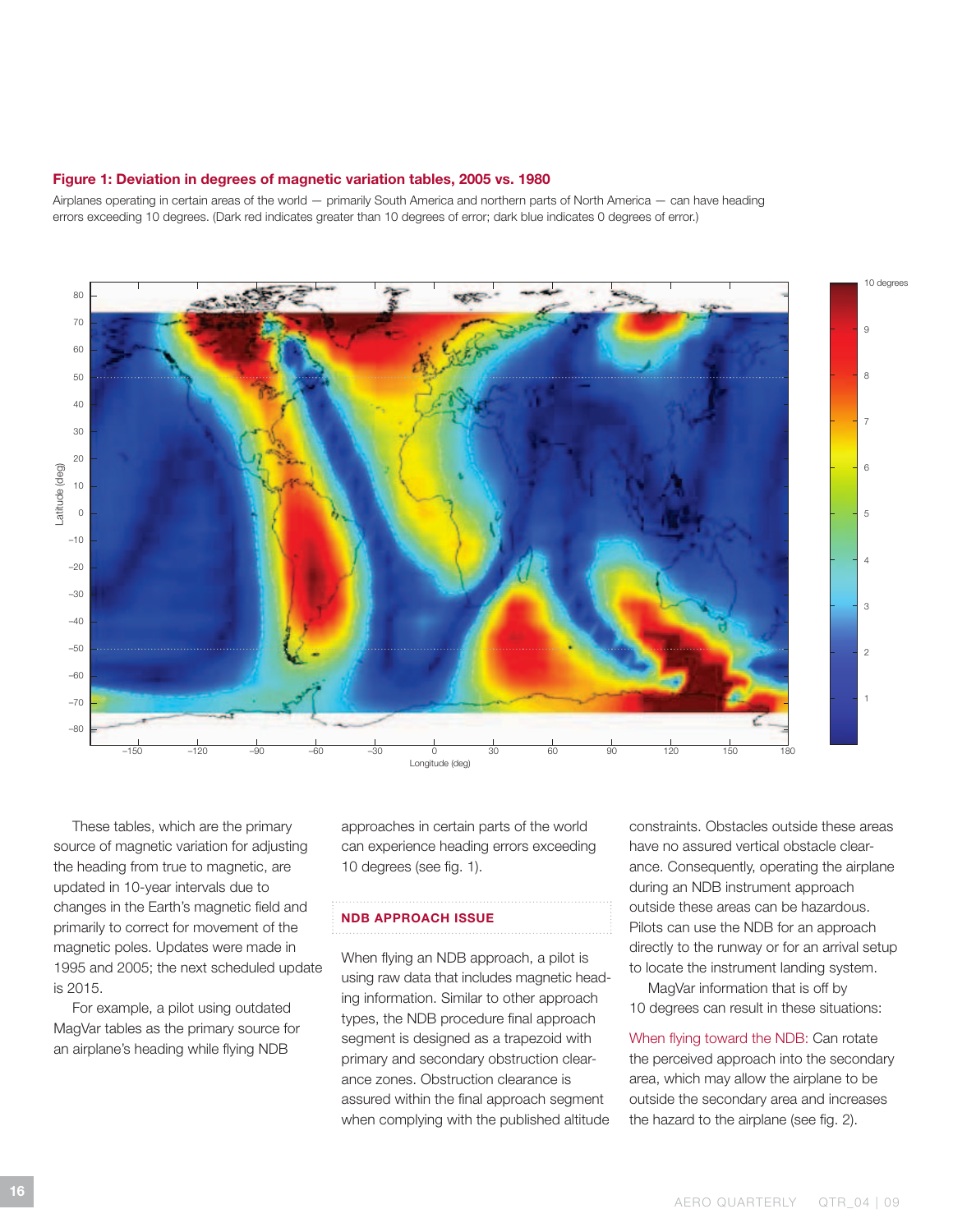**Figure 1: Deviation in degrees of magnetic variation tables, 2005 vs. 1980**

Airplanes operating in certain areas of the world — primarily South America and northern parts of North America — can have heading errors exceeding 10 degrees. (Dark red indicates greater than 10 degrees of error; dark blue indicates 0 degrees of error.)

These tables, which are the primary source of magnetic variation for adjusting the heading from true to magnetic, are updated in 10-year intervals due to changes in the Earth's magnetic field and primarily to correct for movement of the magnetic poles. Updates were made in 1995 and 2005; the next scheduled update is 2015.

For example, a pilot using outdated MagVar tables as the primary source for an airplane's heading while flying NDB approaches in certain parts of the world can experience heading errors exceeding 10 degrees (see fig. 1).

## NDB APPROACH ISSUE

When flying an NDB approach, a pilot is using raw data that includes magnetic heading information. Similar to other approach types, the NDB procedure final approach segment is designed as a trapezoid with primary and secondary obstruction clearance zones. Obstruction clearance is assured within the final approach segment when complying with the published altitude constraints. Obstacles outside these areas have no assured vertical obstacle clearance. Consequently, operating the airplane during an NDB instrument approach outside these areas can be hazardous. Pilots can use the NDB for an approach directly to the runway or for an arrival setup to locate the instrument landing system.

MagVar information that is off by 10 degrees can result in these situations:

When flying toward the NDB: Can rotate the perceived approach into the secondary area, which may allow the airplane to be outside the secondary area and increases the hazard to the airplane (see fig. 2).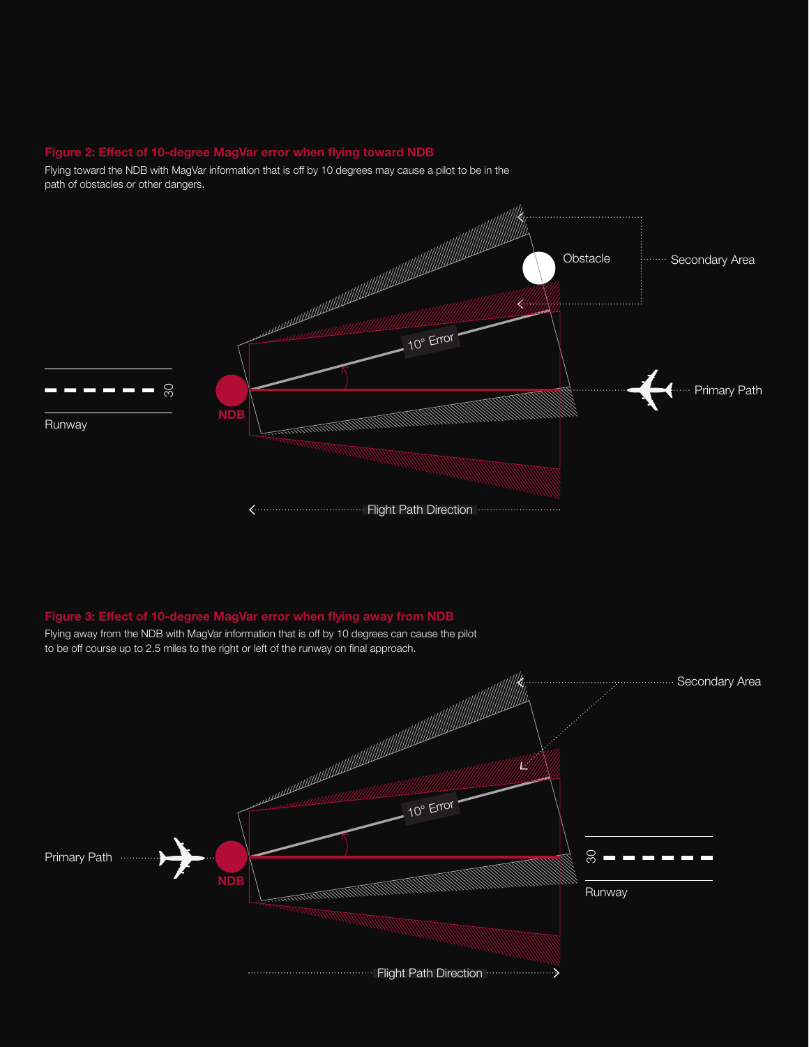**Figure 2: Effect of 10-degree MagVar error when flying toward NDB**

Flying toward the NDB with MagVar information that is off by 10 degrees may cause a pilot to be in the path of obstacles or other dangers.

Obstacle

Secondary Area

10° Error

Runway

30

NDB

Primary Path

Flight Path Direction

**Figure 3: Effect of 10-degree MagVar error when flying away from NDB**

Flying away from the NDB with MagVar information that is off by 10 degrees can cause the pilot to be off course up to 2.5 miles to the right or left of the runway on final approach.

Secondary Area

10° Error

Primary Path

NDB

30

Runway

Flight Path Direction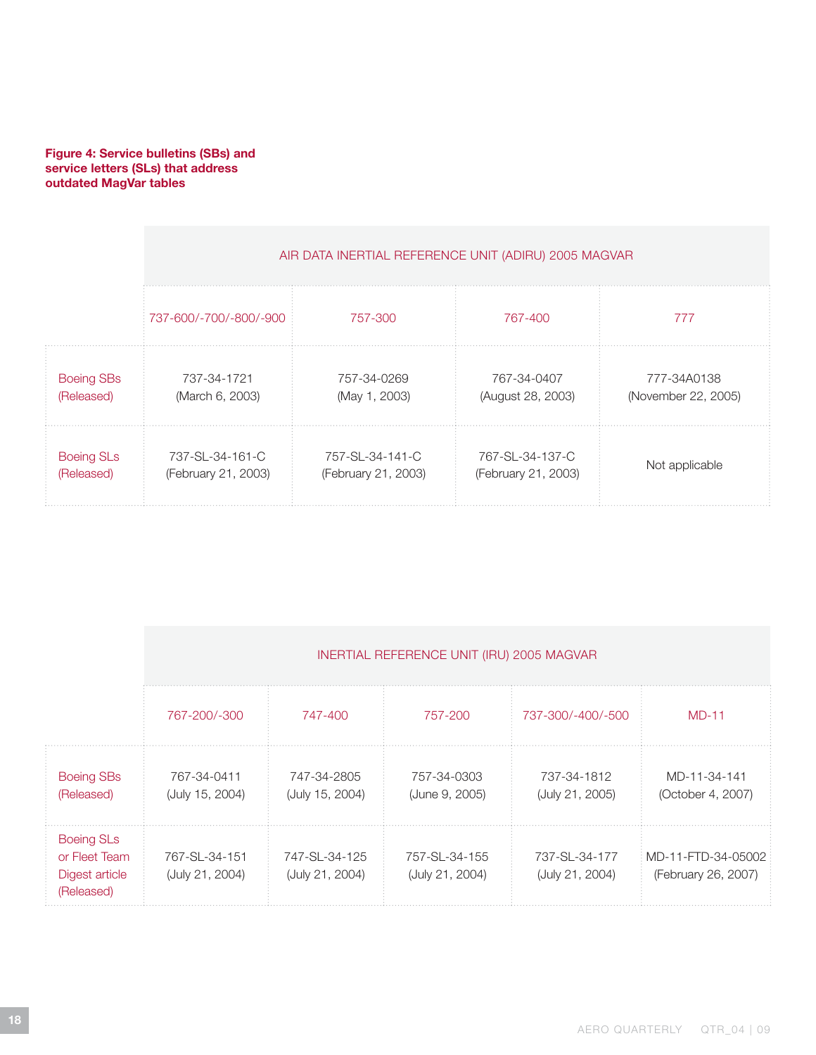**Figure 4: Service bulletins (SBs) and service letters (SLs) that address outdated MagVar tables**

| | AIR DATA INERTIAL REFERENCE UNIT (ADIRU) 2005 MAGVAR | | | |
|---|---|---|---|---|
| | 737-600/-700/-800/-900 | 757-300 | 767-400 | 777 |
| Boeing SBs (Released) | 737-34-1721 (March 6, 2003) | 757-34-0269 (May 1, 2003) | 767-34-0407 (August 28, 2003) | 777-34A0138 (November 22, 2005) |
| Boeing SLs (Released) | 737-SL-34-161-C (February 21, 2003) | 757-SL-34-141-C (February 21, 2003) | 767-SL-34-137-C (February 21, 2003) | Not applicable |

| | INERTIAL REFERENCE UNIT (IRU) 2005 MAGVAR | | | | |
|---|---|---|---|---|---|
| | 767-200/-300 | 747-400 | 757-200 | 737-300/-400/-500 | MD-11 |
| Boeing SBs (Released) | 767-34-0411 (July 15, 2004) | 747-34-2805 (July 15, 2004) | 757-34-0303 (June 9, 2005) | 737-34-1812 (July 21, 2005) | MD-11-34-141 (October 4, 2007) |
| Boeing SLs or Fleet Team Digest article (Released) | 767-SL-34-151 (July 21, 2004) | 747-SL-34-125 (July 21, 2004) | 757-SL-34-155 (July 21, 2004) | 737-SL-34-177 (July 21, 2004) | MD-11-FTD-34-05002 (February 26, 2007) |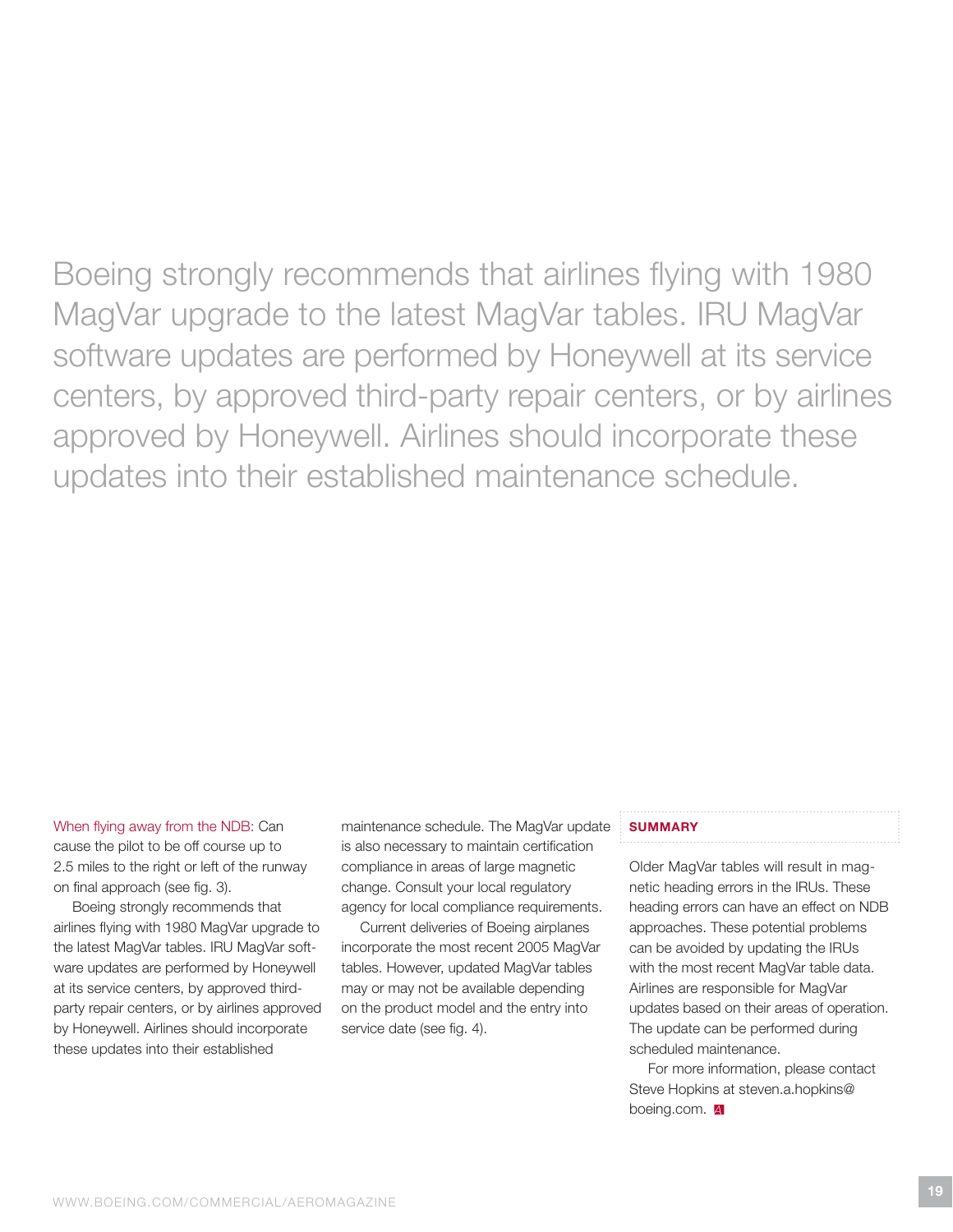Boeing strongly recommends that airlines flying with 1980 MagVar upgrade to the latest MagVar tables. IRU MagVar software updates are performed by Honeywell at its service centers, by approved third-party repair centers, or by airlines approved by Honeywell. Airlines should incorporate these updates into their established maintenance schedule.

When flying away from the NDB: Can cause the pilot to be off course up to 2.5 miles to the right or left of the runway on final approach (see fig. 3).

Boeing strongly recommends that airlines flying with 1980 MagVar upgrade to the latest MagVar tables. IRU MagVar software updates are performed by Honeywell at its service centers, by approved third-party repair centers, or by airlines approved by Honeywell. Airlines should incorporate these updates into their established maintenance schedule. The MagVar update is also necessary to maintain certification compliance in areas of large magnetic change. Consult your local regulatory agency for local compliance requirements.

Current deliveries of Boeing airplanes incorporate the most recent 2005 MagVar tables. However, updated MagVar tables may or may not be available depending on the product model and the entry into service date (see fig. 4).

## SUMMARY

Older MagVar tables will result in magnetic heading errors in the IRUs. These heading errors can have an effect on NDB approaches. These potential problems can be avoided by updating the IRUs with the most recent MagVar table data. Airlines are responsible for MagVar updates based on their areas of operation. The update can be performed during scheduled maintenance.

For more information, please contact Steve Hopkins at steven.a.hopkins@boeing.com.